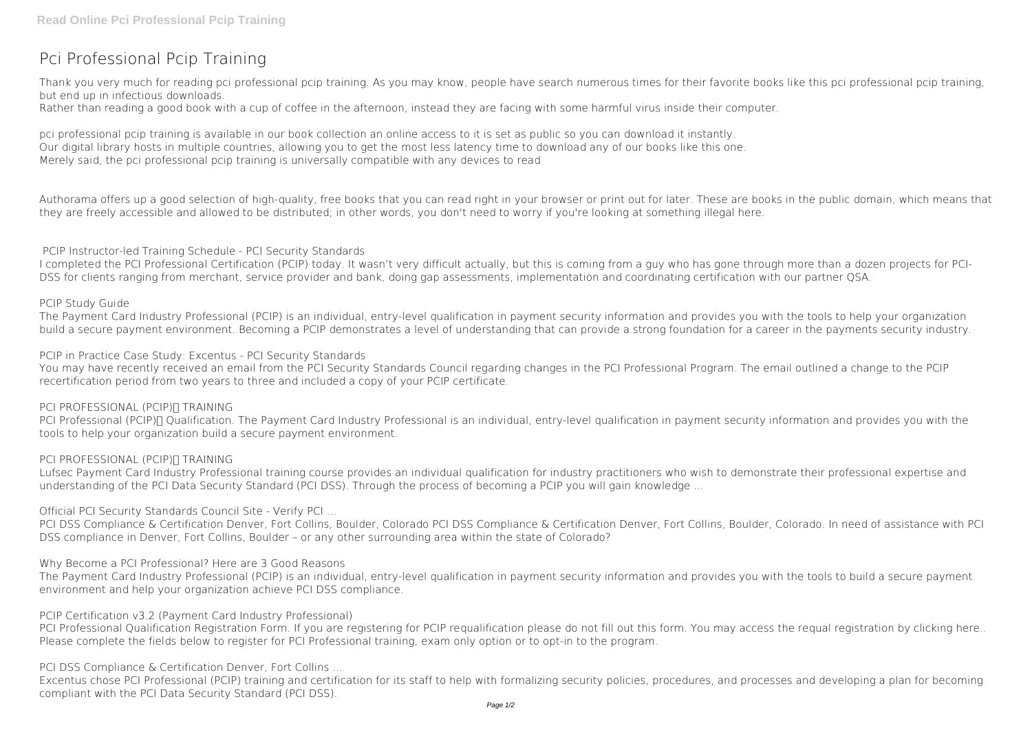# Pci Professional Pcip Training

Thank you very much for reading pci professional pcip training. As you may know, people have search numerous times for their favorite books like this pci professional pcip training, but end up in infectious downloads.

Rather than reading a good book with a cup of coffee in the afternoon, instead they are facing with some harmful virus inside their computer.

pci professional pcip training is available in our book collection an online access to it is set as public so you can download it instantly.

Our digital library hosts in multiple countries, allowing you to get the most less latency time to download any of our books like this one.

Merely said, the pci professional pcip training is universally compatible with any devices to read

Authorama offers up a good selection of high-quality, free books that you can read right in your browser or print out for later. These are books in the public domain, which means that they are freely accessible and allowed to be distributed; in other words, you don't need to worry if you're looking at something illegal here.

**PCIP Instructor-led Training Schedule - PCI Security Standards**

I completed the PCI Professional Certification (PCIP) today. It wasn't very difficult actually, but this is coming from a guy who has gone through more than a dozen projects for PCI-DSS for clients ranging from merchant, service provider and bank, doing gap assessments, implementation and coordinating certification with our partner QSA.

**PCIP Study Guide**

The Payment Card Industry Professional (PCIP) is an individual, entry-level qualification in payment security information and provides you with the tools to help your organization build a secure payment environment. Becoming a PCIP demonstrates a level of understanding that can provide a strong foundation for a career in the payments security industry.

**PCIP in Practice Case Study: Excentus - PCI Security Standards**

You may have recently received an email from the PCI Security Standards Council regarding changes in the PCI Professional Program. The email outlined a change to the PCIP recertification period from two years to three and included a copy of your PCIP certificate.

**PCI PROFESSIONAL (PCIP)™ TRAINING**

PCI Professional (PCIP)™ Qualification. The Payment Card Industry Professional is an individual, entry-level qualification in payment security information and provides you with the tools to help your organization build a secure payment environment.

**PCI PROFESSIONAL (PCIP)™ TRAINING**

Lufsec Payment Card Industry Professional training course provides an individual qualification for industry practitioners who wish to demonstrate their professional expertise and understanding of the PCI Data Security Standard (PCI DSS). Through the process of becoming a PCIP you will gain knowledge ...

**Official PCI Security Standards Council Site - Verify PCI ...**

PCI DSS Compliance & Certification Denver, Fort Collins, Boulder, Colorado PCI DSS Compliance & Certification Denver, Fort Collins, Boulder, Colorado. In need of assistance with PCI DSS compliance in Denver, Fort Collins, Boulder – or any other surrounding area within the state of Colorado?

**Why Become a PCI Professional? Here are 3 Good Reasons**

The Payment Card Industry Professional (PCIP) is an individual, entry-level qualification in payment security information and provides you with the tools to build a secure payment environment and help your organization achieve PCI DSS compliance.

**PCIP Certification v3.2 (Payment Card Industry Professional)**

PCI Professional Qualification Registration Form. If you are registering for PCIP requalification please do not fill out this form. You may access the requal registration by clicking here.. Please complete the fields below to register for PCI Professional training, exam only option or to opt-in to the program.

**PCI DSS Compliance & Certification Denver, Fort Collins ...**

Excentus chose PCI Professional (PCIP) training and certification for its staff to help with formalizing security policies, procedures, and processes and developing a plan for becoming compliant with the PCI Data Security Standard (PCI DSS).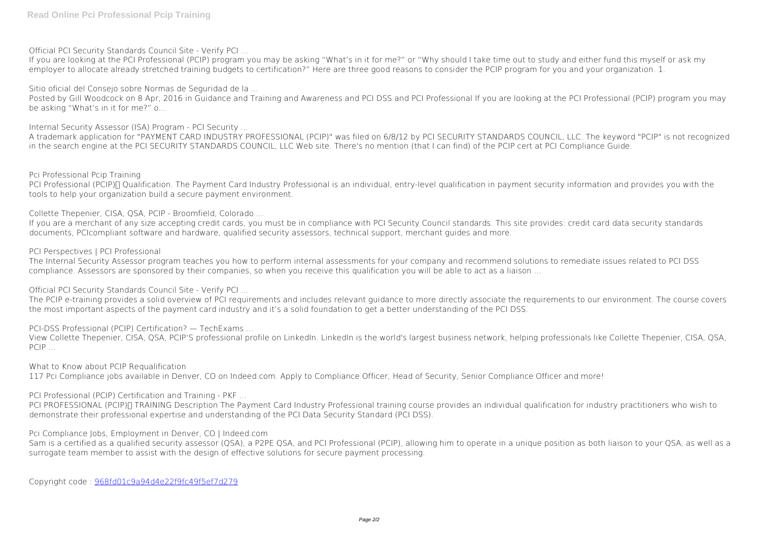**Official PCI Security Standards Council Site - Verify PCI ...**

If you are looking at the PCI Professional (PCIP) program you may be asking "What's in it for me?" or "Why should I take time out to study and either fund this myself or ask my employer to allocate already stretched training budgets to certification?" Here are three good reasons to consider the PCIP program for you and your organization. 1.

**Sitio oficial del Consejo sobre Normas de Seguridad de la ...**

Posted by Gill Woodcock on 8 Apr, 2016 in Guidance and Training and Awareness and PCI DSS and PCI Professional If you are looking at the PCI Professional (PCIP) program you may be asking "What's in it for me?" o...

**Internal Security Assessor (ISA) Program - PCI Security ...**

A trademark application for "PAYMENT CARD INDUSTRY PROFESSIONAL (PCIP)" was filed on 6/8/12 by PCI SECURITY STANDARDS COUNCIL, LLC. The keyword "PCIP" is not recognized in the search engine at the PCI SECURITY STANDARDS COUNCIL, LLC Web site. There's no mention (that I can find) of the PCIP cert at PCI Compliance Guide.

**Pci Professional Pcip Training**

PCI Professional (PCIP)™ Qualification. The Payment Card Industry Professional is an individual, entry-level qualification in payment security information and provides you with the tools to help your organization build a secure payment environment.

**Collette Thepenier, CISA, QSA, PCIP - Broomfield, Colorado ...**

If you are a merchant of any size accepting credit cards, you must be in compliance with PCI Security Council standards. This site provides: credit card data security standards documents, PCIcompliant software and hardware, qualified security assessors, technical support, merchant guides and more.

**PCI Perspectives | PCI Professional**

The Internal Security Assessor program teaches you how to perform internal assessments for your company and recommend solutions to remediate issues related to PCI DSS compliance. Assessors are sponsored by their companies, so when you receive this qualification you will be able to act as a liaison ...

**Official PCI Security Standards Council Site - Verify PCI ...**

The PCIP e-training provides a solid overview of PCI requirements and includes relevant guidance to more directly associate the requirements to our environment. The course covers the most important aspects of the payment card industry and it's a solid foundation to get a better understanding of the PCI DSS.

**PCI-DSS Professional (PCIP) Certification? — TechExams ...**

View Collette Thepenier, CISA, QSA, PCIP'S professional profile on LinkedIn. LinkedIn is the world's largest business network, helping professionals like Collette Thepenier, CISA, QSA, PCIP ...

**What to Know about PCIP Requalification**

117 Pci Compliance jobs available in Denver, CO on Indeed.com. Apply to Compliance Officer, Head of Security, Senior Compliance Officer and more!

**PCI Professional (PCIP) Certification and Training - PKF ...**

PCI PROFESSIONAL (PCIP)™ TRAINING Description The Payment Card Industry Professional training course provides an individual qualification for industry practitioners who wish to demonstrate their professional expertise and understanding of the PCI Data Security Standard (PCI DSS).

**Pci Compliance Jobs, Employment in Denver, CO | Indeed.com**

Sam is a certified as a qualified security assessor (QSA), a P2PE QSA, and PCI Professional (PCIP), allowing him to operate in a unique position as both liaison to your QSA, as well as a surrogate team member to assist with the design of effective solutions for secure payment processing.

Copyright code : 968fd01c9a94d4e22f9fc49f5ef7d279